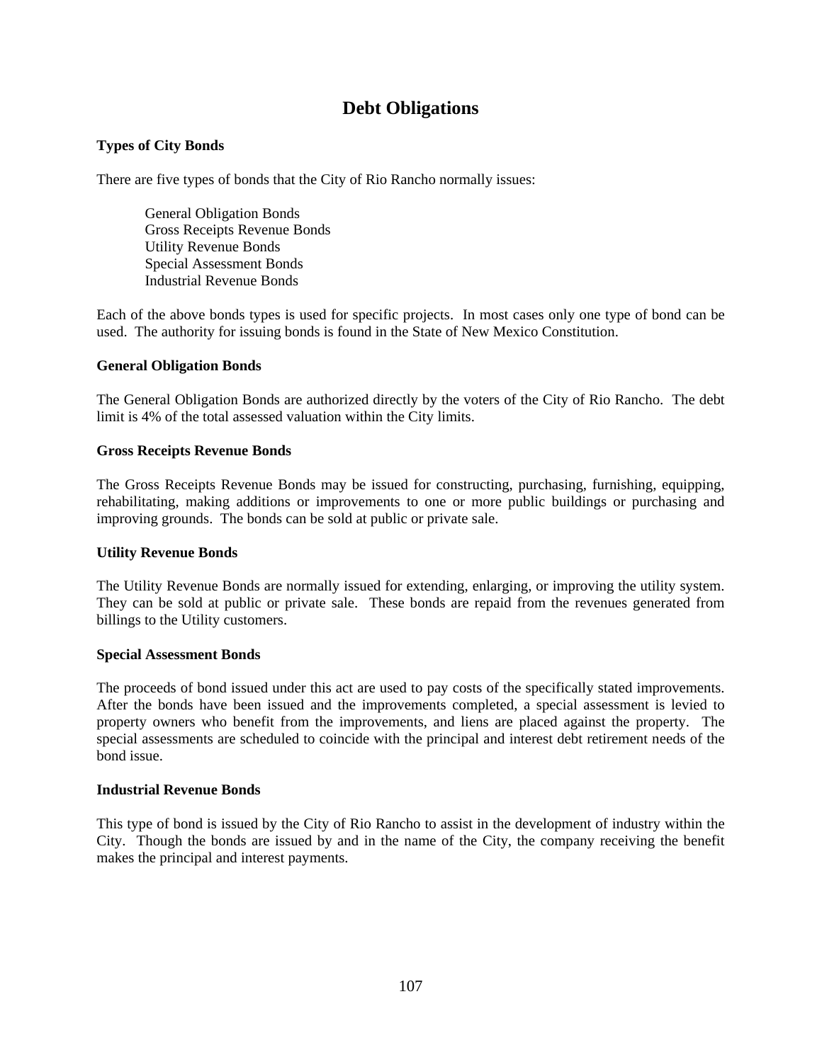# Debt Obligations

### Types of City Bonds

There are five types of bonds that the City of Rio Rancho normally issues:

- General Obligation Bonds
- Gross Receipts Revenue Bonds
- Utility Revenue Bonds
- Special Assessment Bonds
- Industrial Revenue Bonds

Each of the above bonds types is used for specific projects. In most cases only one type of bond can be used. The authority for issuing bonds is found in the State of New Mexico Constitution.

### General Obligation Bonds

The General Obligation Bonds are authorized directly by the voters of the City of Rio Rancho. The debt limit is 4% of the total assessed valuation within the City limits.

### Gross Receipts Revenue Bonds

The Gross Receipts Revenue Bonds may be issued for constructing, purchasing, furnishing, equipping, rehabilitating, making additions or improvements to one or more public buildings or purchasing and improving grounds. The bonds can be sold at public or private sale.

### Utility Revenue Bonds

The Utility Revenue Bonds are normally issued for extending, enlarging, or improving the utility system. They can be sold at public or private sale. These bonds are repaid from the revenues generated from billings to the Utility customers.

### Special Assessment Bonds

The proceeds of bond issued under this act are used to pay costs of the specifically stated improvements. After the bonds have been issued and the improvements completed, a special assessment is levied to property owners who benefit from the improvements, and liens are placed against the property. The special assessments are scheduled to coincide with the principal and interest debt retirement needs of the bond issue.

### Industrial Revenue Bonds

This type of bond is issued by the City of Rio Rancho to assist in the development of industry within the City. Though the bonds are issued by and in the name of the City, the company receiving the benefit makes the principal and interest payments.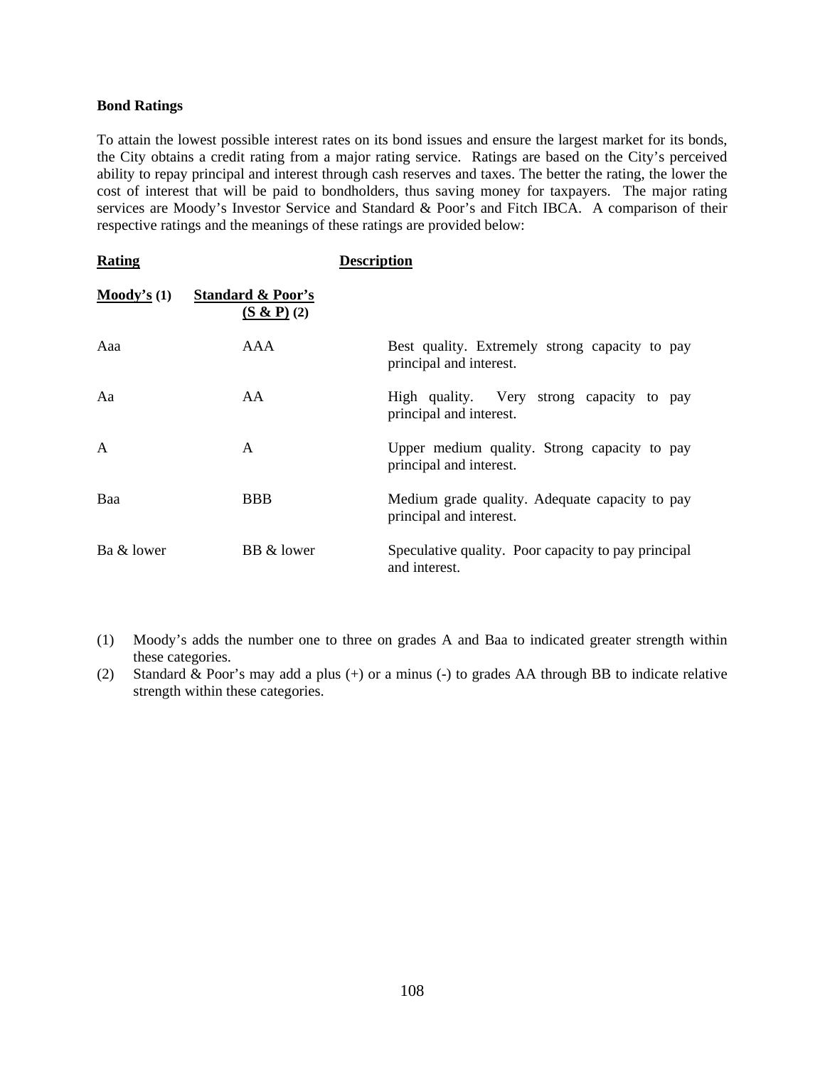**Bond Ratings**

To attain the lowest possible interest rates on its bond issues and ensure the largest market for its bonds, the City obtains a credit rating from a major rating service. Ratings are based on the City's perceived ability to repay principal and interest through cash reserves and taxes. The better the rating, the lower the cost of interest that will be paid to bondholders, thus saving money for taxpayers. The major rating services are Moody's Investor Service and Standard & Poor's and Fitch IBCA. A comparison of their respective ratings and the meanings of these ratings are provided below:

| **Rating** | | **Description** |
|---|---|---|
| **Moody's (1)** | **Standard & Poor's (S & P) (2)** | |
| Aaa | AAA | Best quality. Extremely strong capacity to pay principal and interest. |
| Aa | AA | High quality. Very strong capacity to pay principal and interest. |
| A | A | Upper medium quality. Strong capacity to pay principal and interest. |
| Baa | BBB | Medium grade quality. Adequate capacity to pay principal and interest. |
| Ba & lower | BB & lower | Speculative quality. Poor capacity to pay principal and interest. |

(1) Moody's adds the number one to three on grades A and Baa to indicated greater strength within these categories.

(2) Standard & Poor's may add a plus (+) or a minus (-) to grades AA through BB to indicate relative strength within these categories.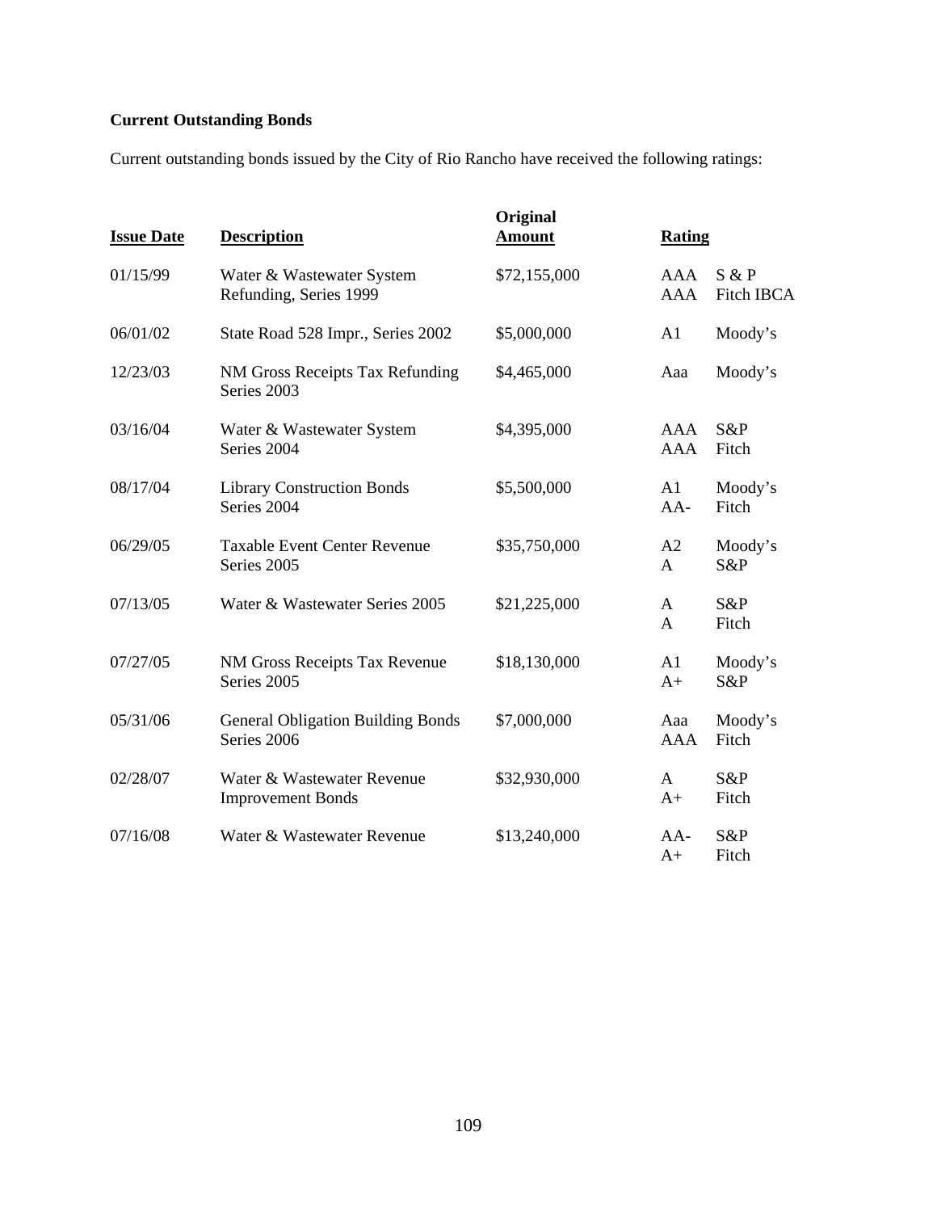**Current Outstanding Bonds**

Current outstanding bonds issued by the City of Rio Rancho have received the following ratings:

| Issue Date | Description | Original Amount | Rating | |
|---|---|---|---|---|
| 01/15/99 | Water & Wastewater System Refunding, Series 1999 | $72,155,000 | AAA<br>AAA | S & P<br>Fitch IBCA |
| 06/01/02 | State Road 528 Impr., Series 2002 | $5,000,000 | A1 | Moody's |
| 12/23/03 | NM Gross Receipts Tax Refunding Series 2003 | $4,465,000 | Aaa | Moody's |
| 03/16/04 | Water & Wastewater System Series 2004 | $4,395,000 | AAA<br>AAA | S&P<br>Fitch |
| 08/17/04 | Library Construction Bonds Series 2004 | $5,500,000 | A1<br>AA- | Moody's<br>Fitch |
| 06/29/05 | Taxable Event Center Revenue Series 2005 | $35,750,000 | A2<br>A | Moody's<br>S&P |
| 07/13/05 | Water & Wastewater Series 2005 | $21,225,000 | A<br>A | S&P<br>Fitch |
| 07/27/05 | NM Gross Receipts Tax Revenue Series 2005 | $18,130,000 | A1<br>A+ | Moody's<br>S&P |
| 05/31/06 | General Obligation Building Bonds Series 2006 | $7,000,000 | Aaa<br>AAA | Moody's<br>Fitch |
| 02/28/07 | Water & Wastewater Revenue Improvement Bonds | $32,930,000 | A<br>A+ | S&P<br>Fitch |
| 07/16/08 | Water & Wastewater Revenue | $13,240,000 | AA-<br>A+ | S&P<br>Fitch |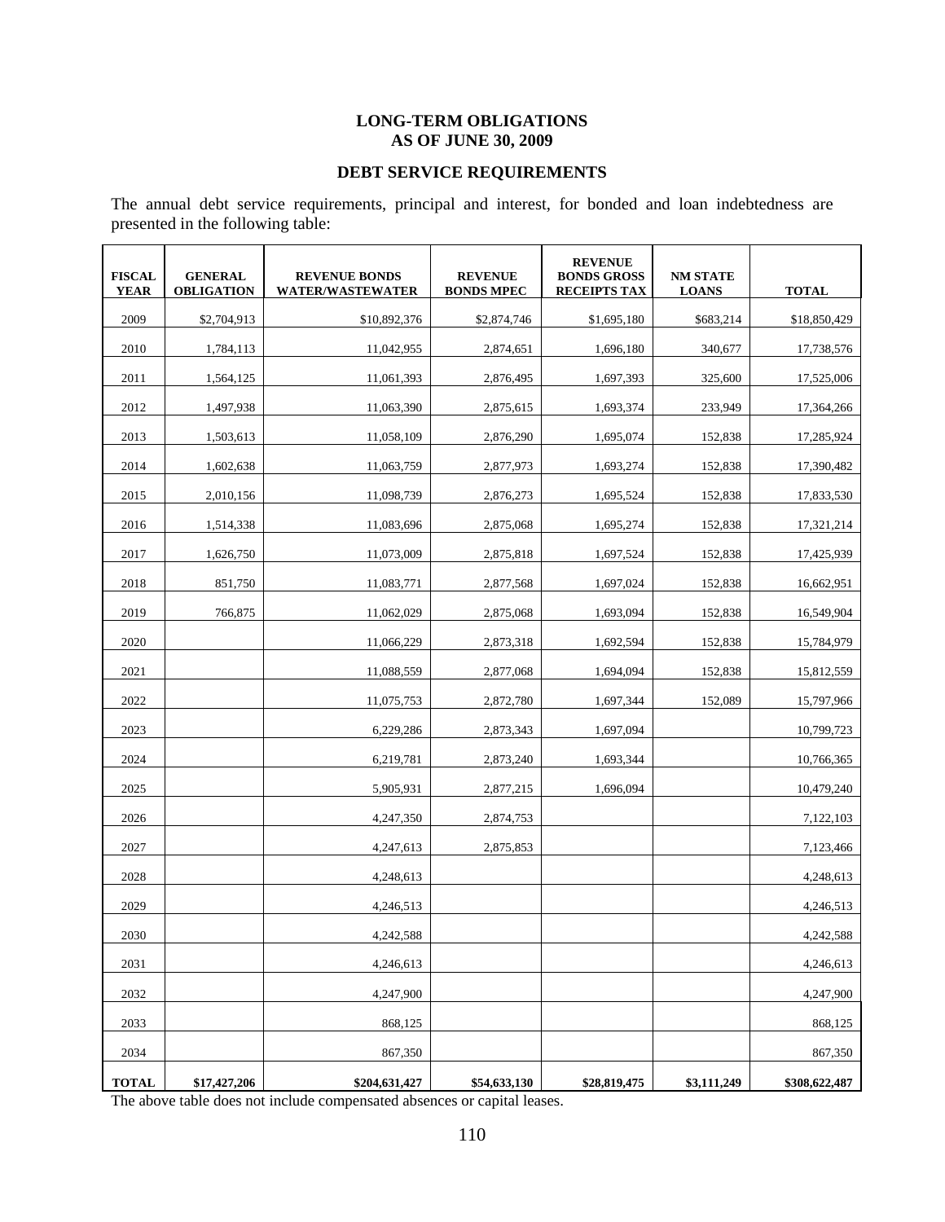## LONG-TERM OBLIGATIONS
## AS OF JUNE 30, 2009

### DEBT SERVICE REQUIREMENTS

The annual debt service requirements, principal and interest, for bonded and loan indebtedness are presented in the following table:

| FISCAL YEAR | GENERAL OBLIGATION | REVENUE BONDS WATER/WASTEWATER | REVENUE BONDS MPEC | REVENUE BONDS GROSS RECEIPTS TAX | NM STATE LOANS | TOTAL |
|---|---|---|---|---|---|---|
| 2009 | $2,704,913 | $10,892,376 | $2,874,746 | $1,695,180 | $683,214 | $18,850,429 |
| 2010 | 1,784,113 | 11,042,955 | 2,874,651 | 1,696,180 | 340,677 | 17,738,576 |
| 2011 | 1,564,125 | 11,061,393 | 2,876,495 | 1,697,393 | 325,600 | 17,525,006 |
| 2012 | 1,497,938 | 11,063,390 | 2,875,615 | 1,693,374 | 233,949 | 17,364,266 |
| 2013 | 1,503,613 | 11,058,109 | 2,876,290 | 1,695,074 | 152,838 | 17,285,924 |
| 2014 | 1,602,638 | 11,063,759 | 2,877,973 | 1,693,274 | 152,838 | 17,390,482 |
| 2015 | 2,010,156 | 11,098,739 | 2,876,273 | 1,695,524 | 152,838 | 17,833,530 |
| 2016 | 1,514,338 | 11,083,696 | 2,875,068 | 1,695,274 | 152,838 | 17,321,214 |
| 2017 | 1,626,750 | 11,073,009 | 2,875,818 | 1,697,524 | 152,838 | 17,425,939 |
| 2018 | 851,750 | 11,083,771 | 2,877,568 | 1,697,024 | 152,838 | 16,662,951 |
| 2019 | 766,875 | 11,062,029 | 2,875,068 | 1,693,094 | 152,838 | 16,549,904 |
| 2020 | | 11,066,229 | 2,873,318 | 1,692,594 | 152,838 | 15,784,979 |
| 2021 | | 11,088,559 | 2,877,068 | 1,694,094 | 152,838 | 15,812,559 |
| 2022 | | 11,075,753 | 2,872,780 | 1,697,344 | 152,089 | 15,797,966 |
| 2023 | | 6,229,286 | 2,873,343 | 1,697,094 | | 10,799,723 |
| 2024 | | 6,219,781 | 2,873,240 | 1,693,344 | | 10,766,365 |
| 2025 | | 5,905,931 | 2,877,215 | 1,696,094 | | 10,479,240 |
| 2026 | | 4,247,350 | 2,874,753 | | | 7,122,103 |
| 2027 | | 4,247,613 | 2,875,853 | | | 7,123,466 |
| 2028 | | 4,248,613 | | | | 4,248,613 |
| 2029 | | 4,246,513 | | | | 4,246,513 |
| 2030 | | 4,242,588 | | | | 4,242,588 |
| 2031 | | 4,246,613 | | | | 4,246,613 |
| 2032 | | 4,247,900 | | | | 4,247,900 |
| 2033 | | 868,125 | | | | 868,125 |
| 2034 | | 867,350 | | | | 867,350 |
| **TOTAL** | **$17,427,206** | **$204,631,427** | **$54,633,130** | **$28,819,475** | **$3,111,249** | **$308,622,487** |

The above table does not include compensated absences or capital leases.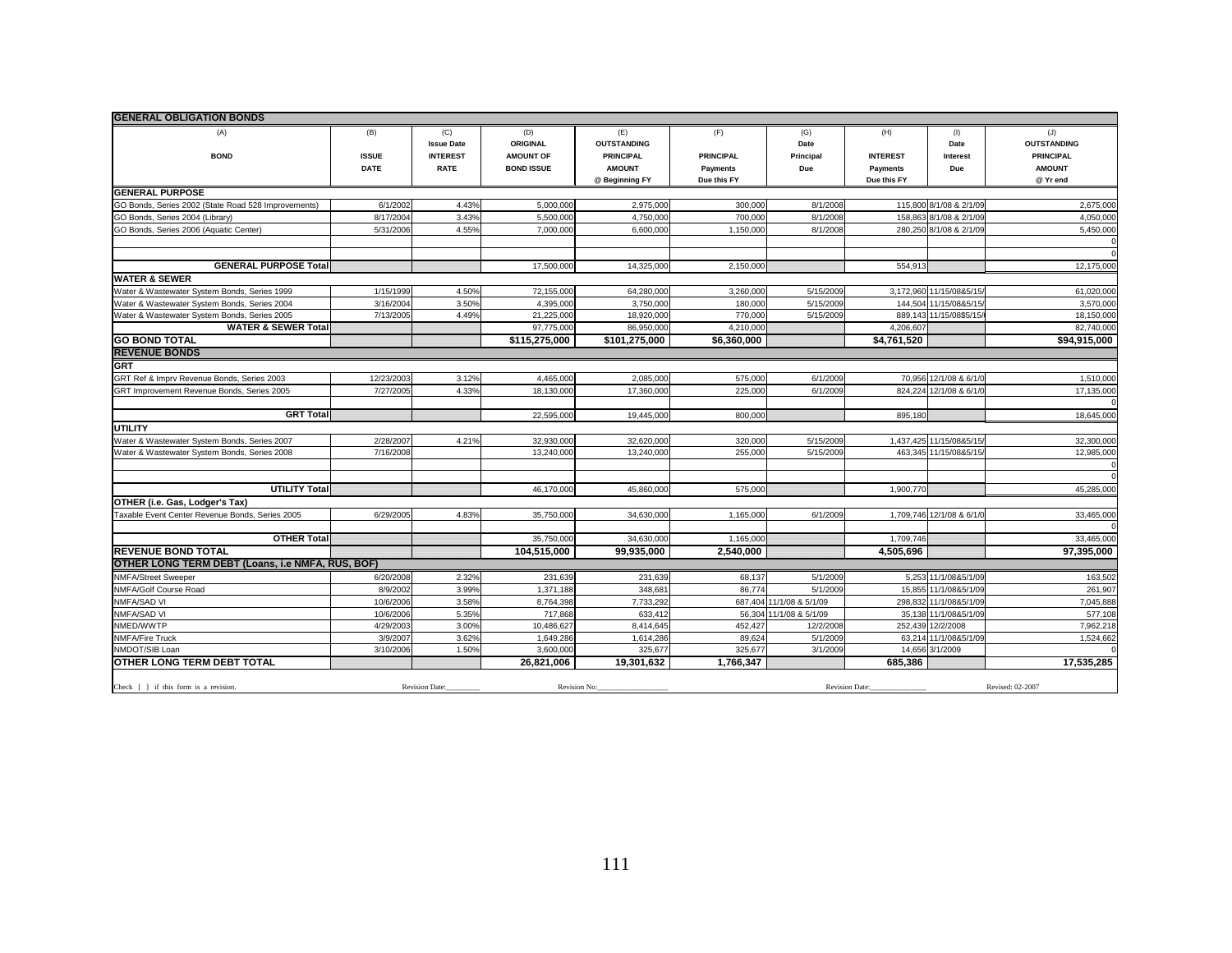| GENERAL OBLIGATION BONDS | | | | | | | | | |
|---|---|---|---|---|---|---|---|---|---|
| (A) | (B) | (C) | (D) | (E) | (F) | (G) | (H) | (I) | (J) |
| BOND | ISSUE DATE | Issue Date INTEREST RATE | ORIGINAL AMOUNT OF BOND ISSUE | OUTSTANDING PRINCIPAL AMOUNT @ Beginning FY | PRINCIPAL Payments Due this FY | Date Principal Due | INTEREST Payments Due this FY | Date Interest Due | OUTSTANDING PRINCIPAL AMOUNT @ Yr end |
| **GENERAL PURPOSE** | | | | | | | | | |
| GO Bonds, Series 2002 (State Road 528 Improvements) | 6/1/2002 | 4.43% | 5,000,000 | 2,975,000 | 300,000 | 8/1/2008 | 115,800 | 8/1/08 & 2/1/09 | 2,675,000 |
| GO Bonds, Series 2004 (Library) | 8/17/2004 | 3.43% | 5,500,000 | 4,750,000 | 700,000 | 8/1/2008 | 158,863 | 8/1/08 & 2/1/09 | 4,050,000 |
| GO Bonds, Series 2006 (Aquatic Center) | 5/31/2006 | 4.55% | 7,000,000 | 6,600,000 | 1,150,000 | 8/1/2008 | 280,250 | 8/1/08 & 2/1/09 | 5,450,000 |
| | | | | | | | | | 0 |
| | | | | | | | | | 0 |
| **GENERAL PURPOSE Total** | | | 17,500,000 | 14,325,000 | 2,150,000 | | 554,913 | | 12,175,000 |
| **WATER & SEWER** | | | | | | | | | |
| Water & Wastewater System Bonds, Series 1999 | 1/15/1999 | 4.50% | 72,155,000 | 64,280,000 | 3,260,000 | 5/15/2009 | 3,172,960 | 11/15/08&5/15/ | 61,020,000 |
| Water & Wastewater System Bonds, Series 2004 | 3/16/2004 | 3.50% | 4,395,000 | 3,750,000 | 180,000 | 5/15/2009 | 144,504 | 11/15/08&5/15/ | 3,570,000 |
| Water & Wastewater System Bonds, Series 2005 | 7/13/2005 | 4.49% | 21,225,000 | 18,920,000 | 770,000 | 5/15/2009 | 889,143 | 11/15/08$5/15/ | 18,150,000 |
| **WATER & SEWER Total** | | | 97,775,000 | 86,950,000 | 4,210,000 | | 4,206,607 | | 82,740,000 |
| **GO BOND TOTAL** | | | **$115,275,000** | **$101,275,000** | **$6,360,000** | | **$4,761,520** | | **$94,915,000** |
| **REVENUE BONDS** | | | | | | | | | |
| **GRT** | | | | | | | | | |
| GRT Ref & Imprv Revenue Bonds, Series 2003 | 12/23/2003 | 3.12% | 4,465,000 | 2,085,000 | 575,000 | 6/1/2009 | 70,956 | 12/1/08 & 6/1/0 | 1,510,000 |
| GRT Improvement Revenue Bonds, Series 2005 | 7/27/2005 | 4.33% | 18,130,000 | 17,360,000 | 225,000 | 6/1/2009 | 824,224 | 12/1/08 & 6/1/0 | 17,135,000 |
| | | | | | | | | | 0 |
| **GRT Total** | | | 22,595,000 | 19,445,000 | 800,000 | | 895,180 | | 18,645,000 |
| **UTILITY** | | | | | | | | | |
| Water & Wastewater System Bonds, Series 2007 | 2/28/2007 | 4.21% | 32,930,000 | 32,620,000 | 320,000 | 5/15/2009 | 1,437,425 | 11/15/08&5/15/ | 32,300,000 |
| Water & Wastewater System Bonds, Series 2008 | 7/16/2008 | | 13,240,000 | 13,240,000 | 255,000 | 5/15/2009 | 463,345 | 11/15/08&5/15/ | 12,985,000 |
| | | | | | | | | | 0 |
| | | | | | | | | | 0 |
| **UTILITY Total** | | | 46,170,000 | 45,860,000 | 575,000 | | 1,900,770 | | 45,285,000 |
| **OTHER (i.e. Gas, Lodger's Tax)** | | | | | | | | | |
| Taxable Event Center Revenue Bonds, Series 2005 | 6/29/2005 | 4.83% | 35,750,000 | 34,630,000 | 1,165,000 | 6/1/2009 | 1,709,746 | 12/1/08 & 6/1/0 | 33,465,000 |
| | | | | | | | | | 0 |
| **OTHER Total** | | | 35,750,000 | 34,630,000 | 1,165,000 | | 1,709,746 | | 33,465,000 |
| **REVENUE BOND TOTAL** | | | **104,515,000** | **99,935,000** | **2,540,000** | | **4,505,696** | | **97,395,000** |
| **OTHER LONG TERM DEBT (Loans, i.e NMFA, RUS, BOF)** | | | | | | | | | |
| NMFA/Street Sweeper | 6/20/2008 | 2.32% | 231,639 | 231,639 | 68,137 | 5/1/2009 | 5,253 | 11/1/08&5/1/09 | 163,502 |
| NMFA/Golf Course Road | 8/9/2002 | 3.99% | 1,371,188 | 348,681 | 86,774 | 5/1/2009 | 15,855 | 11/1/08&5/1/09 | 261,907 |
| NMFA/SAD VI | 10/6/2006 | 3.58% | 8,764,398 | 7,733,292 | 687,404 | 11/1/08 & 5/1/09 | 298,832 | 11/1/08&5/1/09 | 7,045,888 |
| NMFA/SAD VI | 10/6/2006 | 5.35% | 717,868 | 633,412 | 56,304 | 11/1/08 & 5/1/09 | 35,138 | 11/1/08&5/1/09 | 577,108 |
| NMED/WWTP | 4/29/2003 | 3.00% | 10,486,627 | 8,414,645 | 452,427 | 12/2/2008 | 252,439 | 12/2/2008 | 7,962,218 |
| NMFA/Fire Truck | 3/9/2007 | 3.62% | 1,649,286 | 1,614,286 | 89,624 | 5/1/2009 | 63,214 | 11/1/08&5/1/09 | 1,524,662 |
| NMDOT/SIB Loan | 3/10/2006 | 1.50% | 3,600,000 | 325,677 | 325,677 | 3/1/2009 | 14,656 | 3/1/2009 | 0 |
| **OTHER LONG TERM DEBT TOTAL** | | | **26,821,006** | **19,301,632** | **1,766,347** | | **685,386** | | **17,535,285** |

Check [ ] if this form is a revision. Revision Date:_________ Revision No:__________________ Revision Date:______________ Revised: 02-2007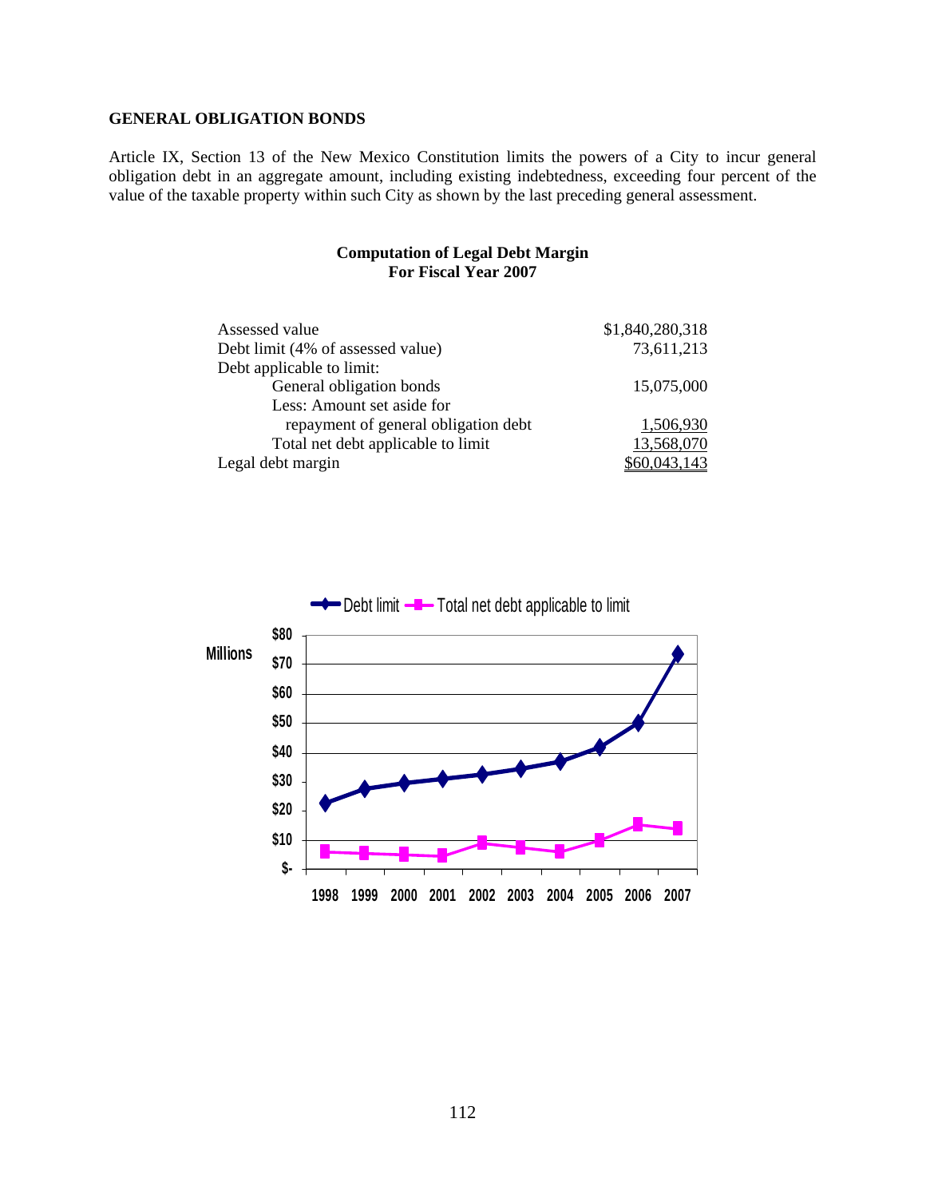**GENERAL OBLIGATION BONDS**

Article IX, Section 13 of the New Mexico Constitution limits the powers of a City to incur general obligation debt in an aggregate amount, including existing indebtedness, exceeding four percent of the value of the taxable property within such City as shown by the last preceding general assessment.

**Computation of Legal Debt Margin**
**For Fiscal Year 2007**

| | |
|---|---:|
| Assessed value | $1,840,280,318 |
| Debt limit (4% of assessed value) | 73,611,213 |
| Debt applicable to limit: | |
| General obligation bonds | 15,075,000 |
| Less: Amount set aside for repayment of general obligation debt | 1,506,930 |
| Total net debt applicable to limit | 13,568,070 |
| Legal debt margin | $60,043,143 |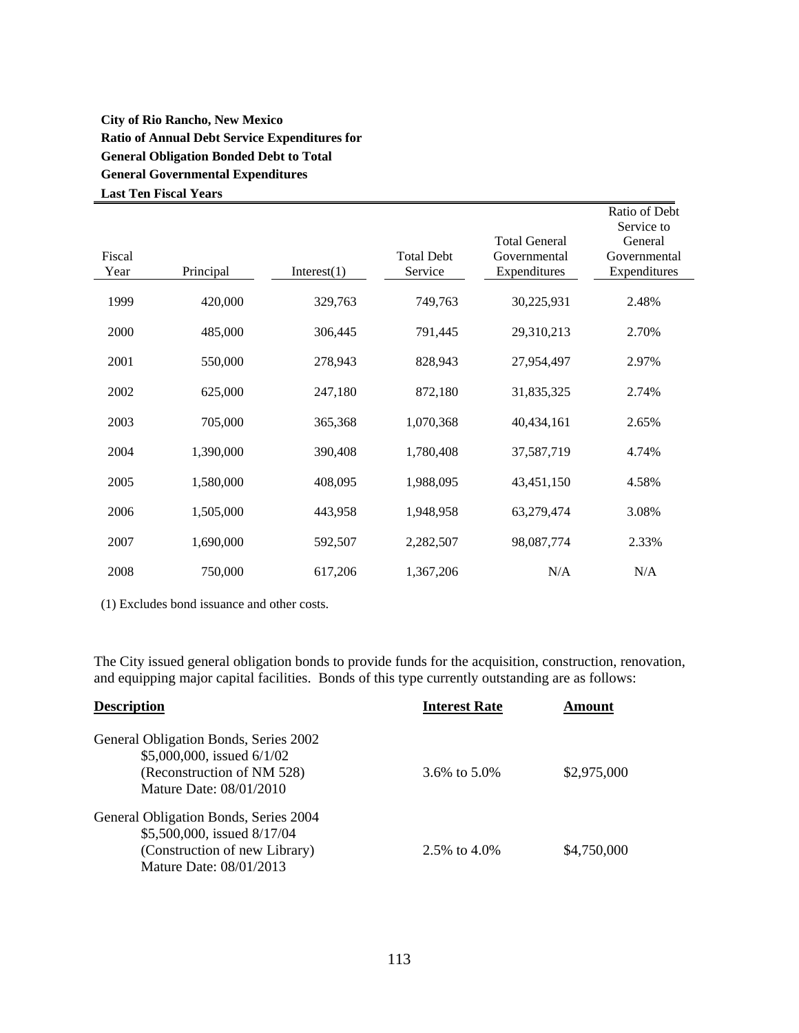**City of Rio Rancho, New Mexico**
**Ratio of Annual Debt Service Expenditures for**
**General Obligation Bonded Debt to Total**
**General Governmental Expenditures**
**Last Ten Fiscal Years**

| Fiscal Year | Principal | Interest(1) | Total Debt Service | Total General Governmental Expenditures | Ratio of Debt Service to General Governmental Expenditures |
|---|---|---|---|---|---|
| 1999 | 420,000 | 329,763 | 749,763 | 30,225,931 | 2.48% |
| 2000 | 485,000 | 306,445 | 791,445 | 29,310,213 | 2.70% |
| 2001 | 550,000 | 278,943 | 828,943 | 27,954,497 | 2.97% |
| 2002 | 625,000 | 247,180 | 872,180 | 31,835,325 | 2.74% |
| 2003 | 705,000 | 365,368 | 1,070,368 | 40,434,161 | 2.65% |
| 2004 | 1,390,000 | 390,408 | 1,780,408 | 37,587,719 | 4.74% |
| 2005 | 1,580,000 | 408,095 | 1,988,095 | 43,451,150 | 4.58% |
| 2006 | 1,505,000 | 443,958 | 1,948,958 | 63,279,474 | 3.08% |
| 2007 | 1,690,000 | 592,507 | 2,282,507 | 98,087,774 | 2.33% |
| 2008 | 750,000 | 617,206 | 1,367,206 | N/A | N/A |

(1) Excludes bond issuance and other costs.

The City issued general obligation bonds to provide funds for the acquisition, construction, renovation, and equipping major capital facilities. Bonds of this type currently outstanding are as follows:

| Description | Interest Rate | Amount |
|---|---|---|
| General Obligation Bonds, Series 2002<br>$5,000,000, issued 6/1/02<br>(Reconstruction of NM 528)<br>Mature Date: 08/01/2010 | 3.6% to 5.0% | $2,975,000 |
| General Obligation Bonds, Series 2004<br>$5,500,000, issued 8/17/04<br>(Construction of new Library)<br>Mature Date: 08/01/2013 | 2.5% to 4.0% | $4,750,000 |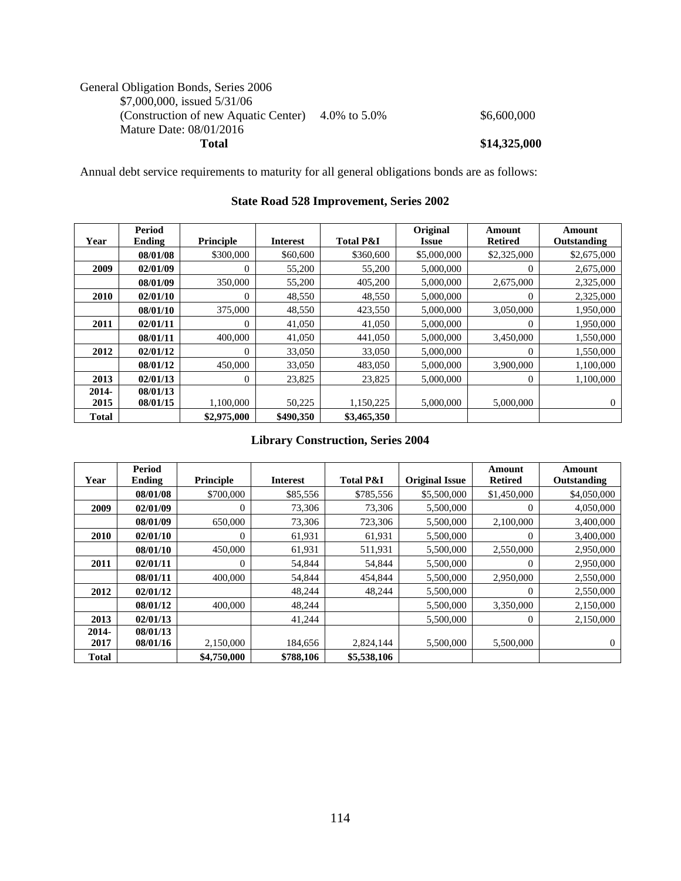General Obligation Bonds, Series 2006
$7,000,000, issued 5/31/06
(Construction of new Aquatic Center) 4.0% to 5.0% $6,600,000
Mature Date: 08/01/2016
**Total** **$14,325,000**

Annual debt service requirements to maturity for all general obligations bonds are as follows:

### State Road 528 Improvement, Series 2002

| Year | Period Ending | Principle | Interest | Total P&I | Original Issue | Amount Retired | Amount Outstanding |
|---|---|---|---|---|---|---|---|
| | **08/01/08** | $300,000 | $60,600 | $360,600 | $5,000,000 | $2,325,000 | $2,675,000 |
| **2009** | **02/01/09** | 0 | 55,200 | 55,200 | 5,000,000 | 0 | 2,675,000 |
| | **08/01/09** | 350,000 | 55,200 | 405,200 | 5,000,000 | 2,675,000 | 2,325,000 |
| **2010** | **02/01/10** | 0 | 48,550 | 48,550 | 5,000,000 | 0 | 2,325,000 |
| | **08/01/10** | 375,000 | 48,550 | 423,550 | 5,000,000 | 3,050,000 | 1,950,000 |
| **2011** | **02/01/11** | 0 | 41,050 | 41,050 | 5,000,000 | 0 | 1,950,000 |
| | **08/01/11** | 400,000 | 41,050 | 441,050 | 5,000,000 | 3,450,000 | 1,550,000 |
| **2012** | **02/01/12** | 0 | 33,050 | 33,050 | 5,000,000 | 0 | 1,550,000 |
| | **08/01/12** | 450,000 | 33,050 | 483,050 | 5,000,000 | 3,900,000 | 1,100,000 |
| **2013** | **02/01/13** | 0 | 23,825 | 23,825 | 5,000,000 | 0 | 1,100,000 |
| **2014-2015** | **08/01/13 08/01/15** | 1,100,000 | 50,225 | 1,150,225 | 5,000,000 | 5,000,000 | 0 |
| **Total** | | **$2,975,000** | **$490,350** | **$3,465,350** | | | |

### Library Construction, Series 2004

| Year | Period Ending | Principle | Interest | Total P&I | Original Issue | Amount Retired | Amount Outstanding |
|---|---|---|---|---|---|---|---|
| | **08/01/08** | $700,000 | $85,556 | $785,556 | $5,500,000 | $1,450,000 | $4,050,000 |
| **2009** | **02/01/09** | 0 | 73,306 | 73,306 | 5,500,000 | 0 | 4,050,000 |
| | **08/01/09** | 650,000 | 73,306 | 723,306 | 5,500,000 | 2,100,000 | 3,400,000 |
| **2010** | **02/01/10** | 0 | 61,931 | 61,931 | 5,500,000 | 0 | 3,400,000 |
| | **08/01/10** | 450,000 | 61,931 | 511,931 | 5,500,000 | 2,550,000 | 2,950,000 |
| **2011** | **02/01/11** | 0 | 54,844 | 54,844 | 5,500,000 | 0 | 2,950,000 |
| | **08/01/11** | 400,000 | 54,844 | 454,844 | 5,500,000 | 2,950,000 | 2,550,000 |
| **2012** | **02/01/12** | | 48,244 | 48,244 | 5,500,000 | 0 | 2,550,000 |
| | **08/01/12** | 400,000 | 48,244 | | 5,500,000 | 3,350,000 | 2,150,000 |
| **2013** | **02/01/13** | | 41,244 | | 5,500,000 | 0 | 2,150,000 |
| **2014-2017** | **08/01/13 08/01/16** | 2,150,000 | 184,656 | 2,824,144 | 5,500,000 | 5,500,000 | 0 |
| **Total** | | **$4,750,000** | **$788,106** | **$5,538,106** | | | |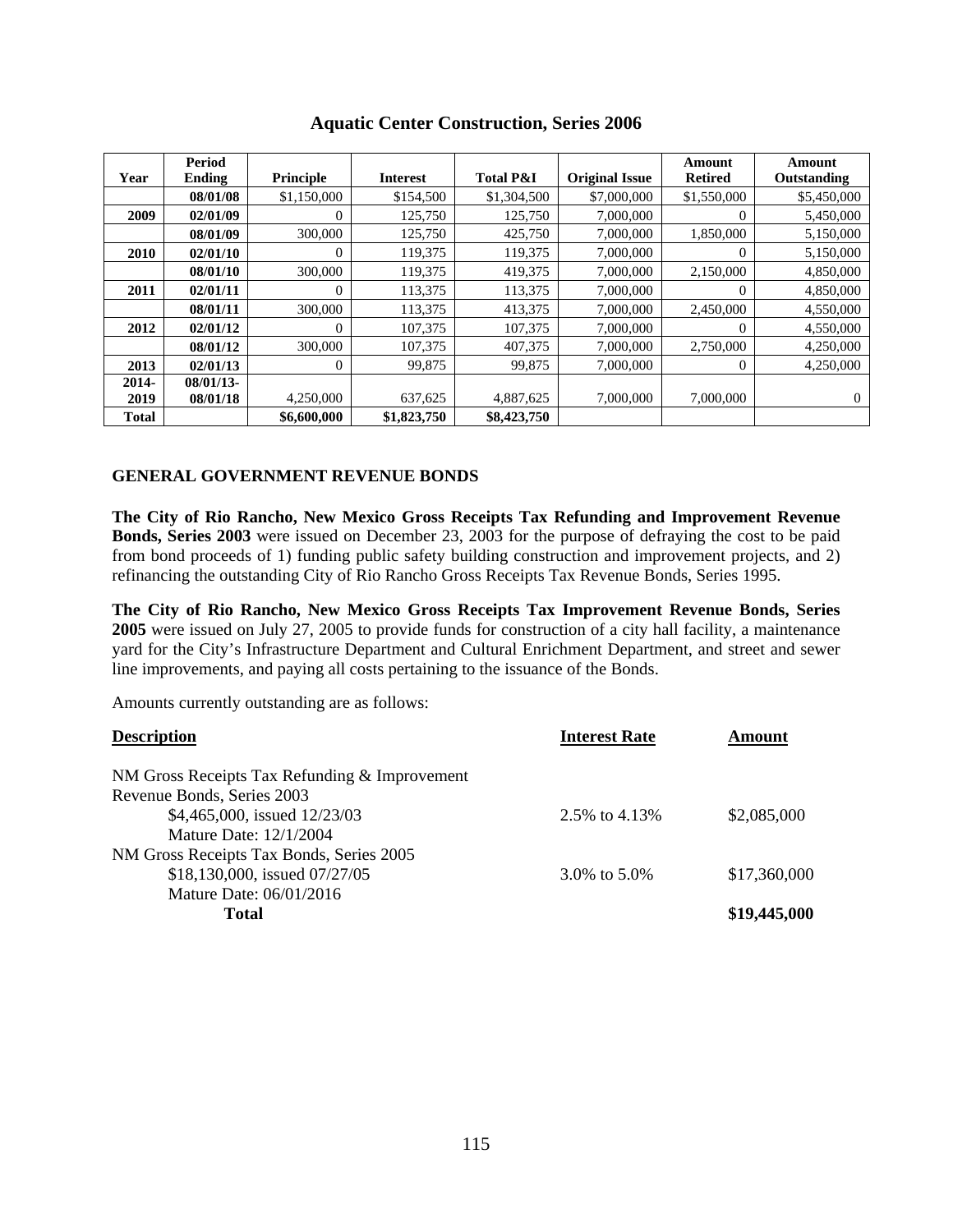## Aquatic Center Construction, Series 2006

| Year | Period Ending | Principle | Interest | Total P&I | Original Issue | Amount Retired | Amount Outstanding |
|---|---|---|---|---|---|---|---|
| | 08/01/08 | $1,150,000 | $154,500 | $1,304,500 | $7,000,000 | $1,550,000 | $5,450,000 |
| 2009 | 02/01/09 | 0 | 125,750 | 125,750 | 7,000,000 | 0 | 5,450,000 |
| | 08/01/09 | 300,000 | 125,750 | 425,750 | 7,000,000 | 1,850,000 | 5,150,000 |
| 2010 | 02/01/10 | 0 | 119,375 | 119,375 | 7,000,000 | 0 | 5,150,000 |
| | 08/01/10 | 300,000 | 119,375 | 419,375 | 7,000,000 | 2,150,000 | 4,850,000 |
| 2011 | 02/01/11 | 0 | 113,375 | 113,375 | 7,000,000 | 0 | 4,850,000 |
| | 08/01/11 | 300,000 | 113,375 | 413,375 | 7,000,000 | 2,450,000 | 4,550,000 |
| 2012 | 02/01/12 | 0 | 107,375 | 107,375 | 7,000,000 | 0 | 4,550,000 |
| | 08/01/12 | 300,000 | 107,375 | 407,375 | 7,000,000 | 2,750,000 | 4,250,000 |
| 2013 | 02/01/13 | 0 | 99,875 | 99,875 | 7,000,000 | 0 | 4,250,000 |
| 2014-2019 | 08/01/13-08/01/18 | 4,250,000 | 637,625 | 4,887,625 | 7,000,000 | 7,000,000 | 0 |
| **Total** | | **$6,600,000** | **$1,823,750** | **$8,423,750** | | | |

### GENERAL GOVERNMENT REVENUE BONDS

**The City of Rio Rancho, New Mexico Gross Receipts Tax Refunding and Improvement Revenue Bonds, Series 2003** were issued on December 23, 2003 for the purpose of defraying the cost to be paid from bond proceeds of 1) funding public safety building construction and improvement projects, and 2) refinancing the outstanding City of Rio Rancho Gross Receipts Tax Revenue Bonds, Series 1995.

**The City of Rio Rancho, New Mexico Gross Receipts Tax Improvement Revenue Bonds, Series 2005** were issued on July 27, 2005 to provide funds for construction of a city hall facility, a maintenance yard for the City's Infrastructure Department and Cultural Enrichment Department, and street and sewer line improvements, and paying all costs pertaining to the issuance of the Bonds.

Amounts currently outstanding are as follows:

| Description | Interest Rate | Amount |
|---|---|---|
| NM Gross Receipts Tax Refunding & Improvement Revenue Bonds, Series 2003 | | |
| $4,465,000, issued 12/23/03 | 2.5% to 4.13% | $2,085,000 |
| Mature Date: 12/1/2004 | | |
| NM Gross Receipts Tax Bonds, Series 2005 | | |
| $18,130,000, issued 07/27/05 | 3.0% to 5.0% | $17,360,000 |
| Mature Date: 06/01/2016 | | |
| **Total** | | **$19,445,000** |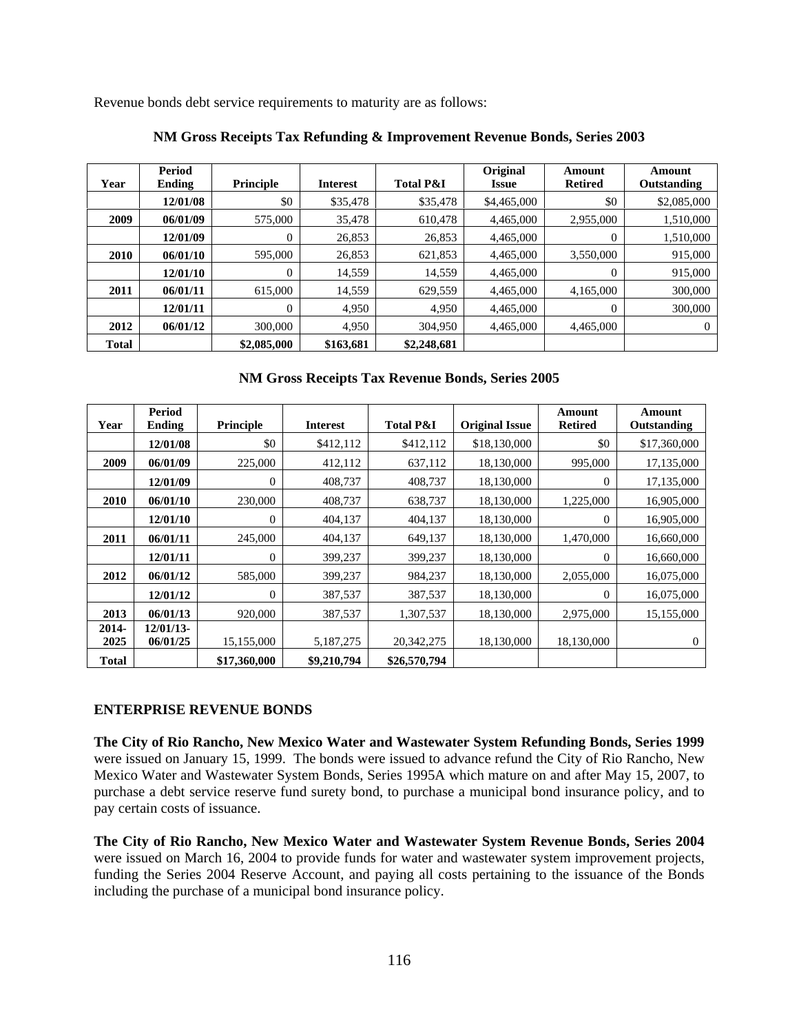Revenue bonds debt service requirements to maturity are as follows:

**NM Gross Receipts Tax Refunding & Improvement Revenue Bonds, Series 2003**

| Year | Period Ending | Principle | Interest | Total P&I | Original Issue | Amount Retired | Amount Outstanding |
|---|---|---|---|---|---|---|---|
| | 12/01/08 | $0 | $35,478 | $35,478 | $4,465,000 | $0 | $2,085,000 |
| 2009 | 06/01/09 | 575,000 | 35,478 | 610,478 | 4,465,000 | 2,955,000 | 1,510,000 |
| | 12/01/09 | 0 | 26,853 | 26,853 | 4,465,000 | 0 | 1,510,000 |
| 2010 | 06/01/10 | 595,000 | 26,853 | 621,853 | 4,465,000 | 3,550,000 | 915,000 |
| | 12/01/10 | 0 | 14,559 | 14,559 | 4,465,000 | 0 | 915,000 |
| 2011 | 06/01/11 | 615,000 | 14,559 | 629,559 | 4,465,000 | 4,165,000 | 300,000 |
| | 12/01/11 | 0 | 4,950 | 4,950 | 4,465,000 | 0 | 300,000 |
| 2012 | 06/01/12 | 300,000 | 4,950 | 304,950 | 4,465,000 | 4,465,000 | 0 |
| Total | | $2,085,000 | $163,681 | $2,248,681 | | | |

**NM Gross Receipts Tax Revenue Bonds, Series 2005**

| Year | Period Ending | Principle | Interest | Total P&I | Original Issue | Amount Retired | Amount Outstanding |
|---|---|---|---|---|---|---|---|
| | 12/01/08 | $0 | $412,112 | $412,112 | $18,130,000 | $0 | $17,360,000 |
| 2009 | 06/01/09 | 225,000 | 412,112 | 637,112 | 18,130,000 | 995,000 | 17,135,000 |
| | 12/01/09 | 0 | 408,737 | 408,737 | 18,130,000 | 0 | 17,135,000 |
| 2010 | 06/01/10 | 230,000 | 408,737 | 638,737 | 18,130,000 | 1,225,000 | 16,905,000 |
| | 12/01/10 | 0 | 404,137 | 404,137 | 18,130,000 | 0 | 16,905,000 |
| 2011 | 06/01/11 | 245,000 | 404,137 | 649,137 | 18,130,000 | 1,470,000 | 16,660,000 |
| | 12/01/11 | 0 | 399,237 | 399,237 | 18,130,000 | 0 | 16,660,000 |
| 2012 | 06/01/12 | 585,000 | 399,237 | 984,237 | 18,130,000 | 2,055,000 | 16,075,000 |
| | 12/01/12 | 0 | 387,537 | 387,537 | 18,130,000 | 0 | 16,075,000 |
| 2013 | 06/01/13 | 920,000 | 387,537 | 1,307,537 | 18,130,000 | 2,975,000 | 15,155,000 |
| 2014-2025 | 12/01/13-06/01/25 | 15,155,000 | 5,187,275 | 20,342,275 | 18,130,000 | 18,130,000 | 0 |
| Total | | $17,360,000 | $9,210,794 | $26,570,794 | | | |

**ENTERPRISE REVENUE BONDS**

**The City of Rio Rancho, New Mexico Water and Wastewater System Refunding Bonds, Series 1999** were issued on January 15, 1999. The bonds were issued to advance refund the City of Rio Rancho, New Mexico Water and Wastewater System Bonds, Series 1995A which mature on and after May 15, 2007, to purchase a debt service reserve fund surety bond, to purchase a municipal bond insurance policy, and to pay certain costs of issuance.

**The City of Rio Rancho, New Mexico Water and Wastewater System Revenue Bonds, Series 2004** were issued on March 16, 2004 to provide funds for water and wastewater system improvement projects, funding the Series 2004 Reserve Account, and paying all costs pertaining to the issuance of the Bonds including the purchase of a municipal bond insurance policy.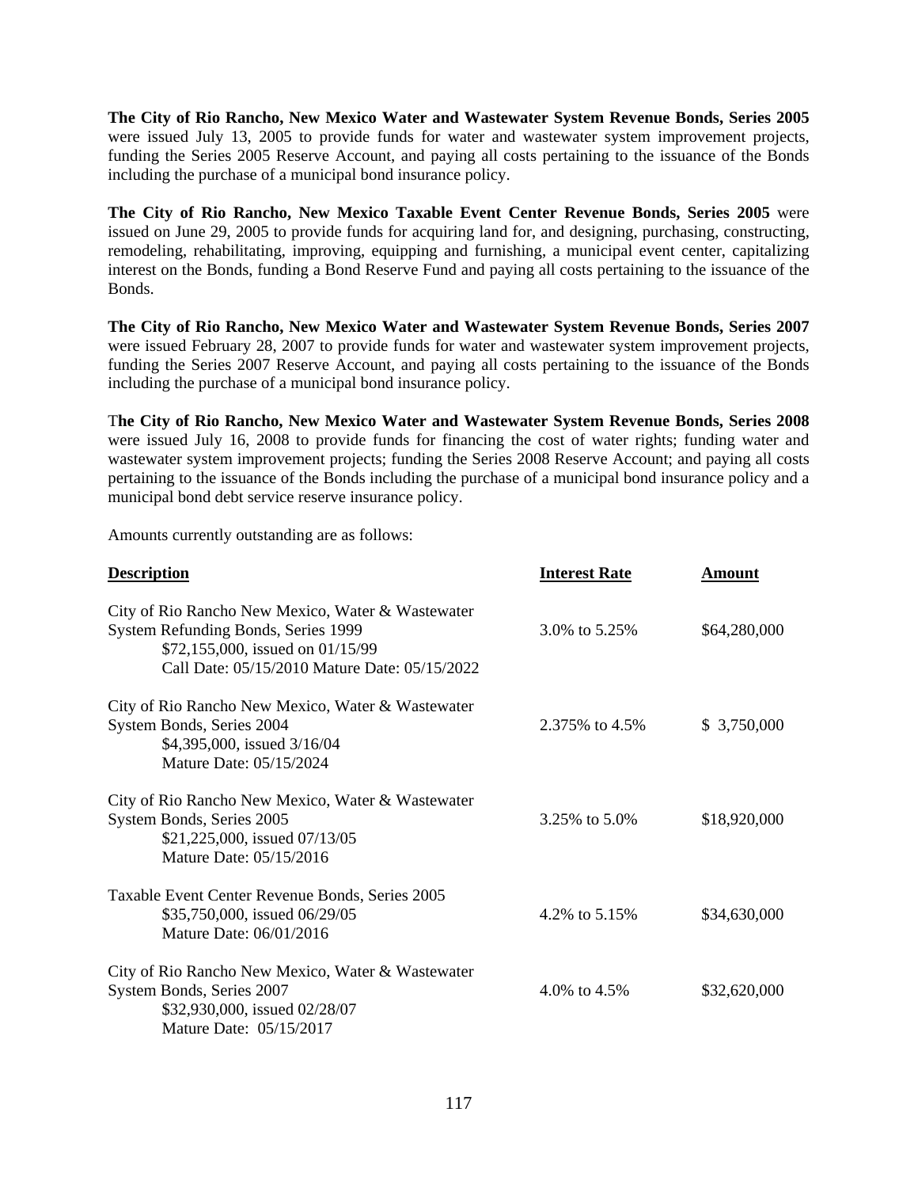**The City of Rio Rancho, New Mexico Water and Wastewater System Revenue Bonds, Series 2005** were issued July 13, 2005 to provide funds for water and wastewater system improvement projects, funding the Series 2005 Reserve Account, and paying all costs pertaining to the issuance of the Bonds including the purchase of a municipal bond insurance policy.

**The City of Rio Rancho, New Mexico Taxable Event Center Revenue Bonds, Series 2005** were issued on June 29, 2005 to provide funds for acquiring land for, and designing, purchasing, constructing, remodeling, rehabilitating, improving, equipping and furnishing, a municipal event center, capitalizing interest on the Bonds, funding a Bond Reserve Fund and paying all costs pertaining to the issuance of the Bonds.

**The City of Rio Rancho, New Mexico Water and Wastewater System Revenue Bonds, Series 2007** were issued February 28, 2007 to provide funds for water and wastewater system improvement projects, funding the Series 2007 Reserve Account, and paying all costs pertaining to the issuance of the Bonds including the purchase of a municipal bond insurance policy.

T**he City of Rio Rancho, New Mexico Water and Wastewater System Revenue Bonds, Series 2008** were issued July 16, 2008 to provide funds for financing the cost of water rights; funding water and wastewater system improvement projects; funding the Series 2008 Reserve Account; and paying all costs pertaining to the issuance of the Bonds including the purchase of a municipal bond insurance policy and a municipal bond debt service reserve insurance policy.

Amounts currently outstanding are as follows:

| Description | Interest Rate | Amount |
|---|---|---|
| City of Rio Rancho New Mexico, Water & Wastewater System Refunding Bonds, Series 1999<br>$72,155,000, issued on 01/15/99<br>Call Date: 05/15/2010 Mature Date: 05/15/2022 | 3.0% to 5.25% | $64,280,000 |
| City of Rio Rancho New Mexico, Water & Wastewater System Bonds, Series 2004<br>$4,395,000, issued 3/16/04<br>Mature Date: 05/15/2024 | 2.375% to 4.5% | $ 3,750,000 |
| City of Rio Rancho New Mexico, Water & Wastewater System Bonds, Series 2005<br>$21,225,000, issued 07/13/05<br>Mature Date: 05/15/2016 | 3.25% to 5.0% | $18,920,000 |
| Taxable Event Center Revenue Bonds, Series 2005<br>$35,750,000, issued 06/29/05<br>Mature Date: 06/01/2016 | 4.2% to 5.15% | $34,630,000 |
| City of Rio Rancho New Mexico, Water & Wastewater System Bonds, Series 2007<br>$32,930,000, issued 02/28/07<br>Mature Date: 05/15/2017 | 4.0% to 4.5% | $32,620,000 |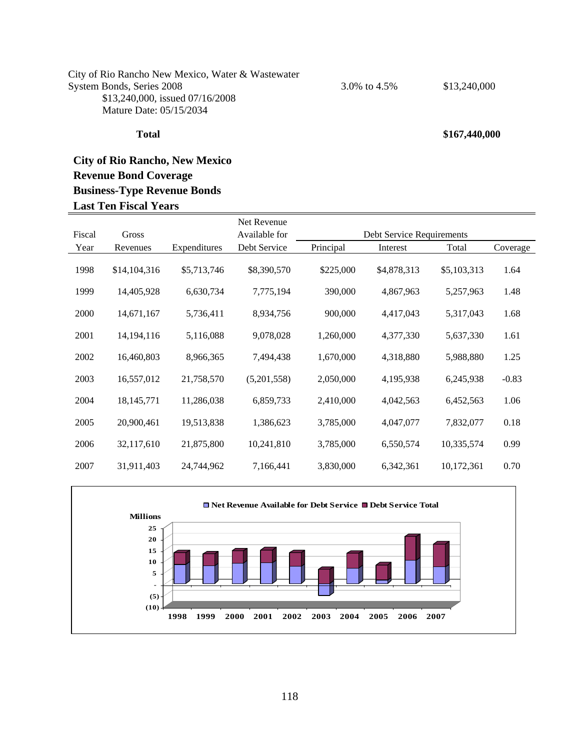| | | |
|---|---|---|
| City of Rio Rancho New Mexico, Water & Wastewater System Bonds, Series 2008<br>$13,240,000, issued 07/16/2008<br>Mature Date: 05/15/2034 | 3.0% to 4.5% | $13,240,000 |
| **Total** | | **$167,440,000** |

## City of Rio Rancho, New Mexico
## Revenue Bond Coverage
## Business-Type Revenue Bonds
## Last Ten Fiscal Years

| Fiscal Year | Gross Revenues | Expenditures | Net Revenue Available for Debt Service | Debt Service Requirements | | | Coverage |
|---|---|---|---|---|---|---|---|
| | | | | Principal | Interest | Total | |
| 1998 | $14,104,316 | $5,713,746 | $8,390,570 | $225,000 | $4,878,313 | $5,103,313 | 1.64 |
| 1999 | 14,405,928 | 6,630,734 | 7,775,194 | 390,000 | 4,867,963 | 5,257,963 | 1.48 |
| 2000 | 14,671,167 | 5,736,411 | 8,934,756 | 900,000 | 4,417,043 | 5,317,043 | 1.68 |
| 2001 | 14,194,116 | 5,116,088 | 9,078,028 | 1,260,000 | 4,377,330 | 5,637,330 | 1.61 |
| 2002 | 16,460,803 | 8,966,365 | 7,494,438 | 1,670,000 | 4,318,880 | 5,988,880 | 1.25 |
| 2003 | 16,557,012 | 21,758,570 | (5,201,558) | 2,050,000 | 4,195,938 | 6,245,938 | -0.83 |
| 2004 | 18,145,771 | 11,286,038 | 6,859,733 | 2,410,000 | 4,042,563 | 6,452,563 | 1.06 |
| 2005 | 20,900,461 | 19,513,838 | 1,386,623 | 3,785,000 | 4,047,077 | 7,832,077 | 0.18 |
| 2006 | 32,117,610 | 21,875,800 | 10,241,810 | 3,785,000 | 6,550,574 | 10,335,574 | 0.99 |
| 2007 | 31,911,403 | 24,744,962 | 7,166,441 | 3,830,000 | 6,342,361 | 10,172,361 | 0.70 |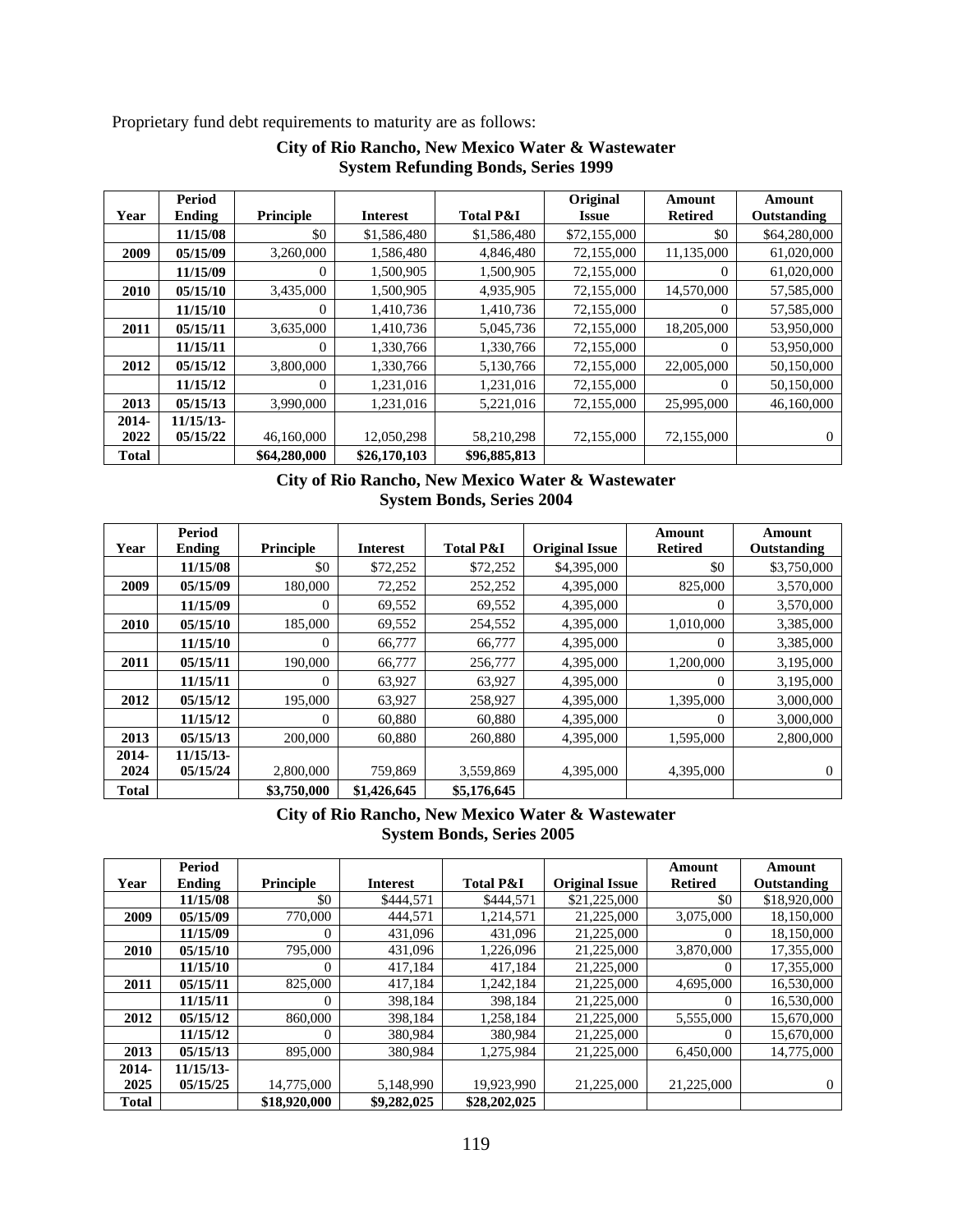Proprietary fund debt requirements to maturity are as follows:

**City of Rio Rancho, New Mexico Water & Wastewater System Refunding Bonds, Series 1999**

| Year | Period Ending | Principle | Interest | Total P&I | Original Issue | Amount Retired | Amount Outstanding |
|---|---|---|---|---|---|---|---|
| | 11/15/08 | $0 | $1,586,480 | $1,586,480 | $72,155,000 | $0 | $64,280,000 |
| 2009 | 05/15/09 | 3,260,000 | 1,586,480 | 4,846,480 | 72,155,000 | 11,135,000 | 61,020,000 |
| | 11/15/09 | 0 | 1,500,905 | 1,500,905 | 72,155,000 | 0 | 61,020,000 |
| 2010 | 05/15/10 | 3,435,000 | 1,500,905 | 4,935,905 | 72,155,000 | 14,570,000 | 57,585,000 |
| | 11/15/10 | 0 | 1,410,736 | 1,410,736 | 72,155,000 | 0 | 57,585,000 |
| 2011 | 05/15/11 | 3,635,000 | 1,410,736 | 5,045,736 | 72,155,000 | 18,205,000 | 53,950,000 |
| | 11/15/11 | 0 | 1,330,766 | 1,330,766 | 72,155,000 | 0 | 53,950,000 |
| 2012 | 05/15/12 | 3,800,000 | 1,330,766 | 5,130,766 | 72,155,000 | 22,005,000 | 50,150,000 |
| | 11/15/12 | 0 | 1,231,016 | 1,231,016 | 72,155,000 | 0 | 50,150,000 |
| 2013 | 05/15/13 | 3,990,000 | 1,231,016 | 5,221,016 | 72,155,000 | 25,995,000 | 46,160,000 |
| 2014-2022 | 11/15/13-05/15/22 | 46,160,000 | 12,050,298 | 58,210,298 | 72,155,000 | 72,155,000 | 0 |
| Total | | $64,280,000 | $26,170,103 | $96,885,813 | | | |

**City of Rio Rancho, New Mexico Water & Wastewater System Bonds, Series 2004**

| Year | Period Ending | Principle | Interest | Total P&I | Original Issue | Amount Retired | Amount Outstanding |
|---|---|---|---|---|---|---|---|
| | 11/15/08 | $0 | $72,252 | $72,252 | $4,395,000 | $0 | $3,750,000 |
| 2009 | 05/15/09 | 180,000 | 72,252 | 252,252 | 4,395,000 | 825,000 | 3,570,000 |
| | 11/15/09 | 0 | 69,552 | 69,552 | 4,395,000 | 0 | 3,570,000 |
| 2010 | 05/15/10 | 185,000 | 69,552 | 254,552 | 4,395,000 | 1,010,000 | 3,385,000 |
| | 11/15/10 | 0 | 66,777 | 66,777 | 4,395,000 | 0 | 3,385,000 |
| 2011 | 05/15/11 | 190,000 | 66,777 | 256,777 | 4,395,000 | 1,200,000 | 3,195,000 |
| | 11/15/11 | 0 | 63,927 | 63,927 | 4,395,000 | 0 | 3,195,000 |
| 2012 | 05/15/12 | 195,000 | 63,927 | 258,927 | 4,395,000 | 1,395,000 | 3,000,000 |
| | 11/15/12 | 0 | 60,880 | 60,880 | 4,395,000 | 0 | 3,000,000 |
| 2013 | 05/15/13 | 200,000 | 60,880 | 260,880 | 4,395,000 | 1,595,000 | 2,800,000 |
| 2014-2024 | 11/15/13-05/15/24 | 2,800,000 | 759,869 | 3,559,869 | 4,395,000 | 4,395,000 | 0 |
| Total | | $3,750,000 | $1,426,645 | $5,176,645 | | | |

**City of Rio Rancho, New Mexico Water & Wastewater System Bonds, Series 2005**

| Year | Period Ending | Principle | Interest | Total P&I | Original Issue | Amount Retired | Amount Outstanding |
|---|---|---|---|---|---|---|---|
| | 11/15/08 | $0 | $444,571 | $444,571 | $21,225,000 | $0 | $18,920,000 |
| 2009 | 05/15/09 | 770,000 | 444,571 | 1,214,571 | 21,225,000 | 3,075,000 | 18,150,000 |
| | 11/15/09 | 0 | 431,096 | 431,096 | 21,225,000 | 0 | 18,150,000 |
| 2010 | 05/15/10 | 795,000 | 431,096 | 1,226,096 | 21,225,000 | 3,870,000 | 17,355,000 |
| | 11/15/10 | 0 | 417,184 | 417,184 | 21,225,000 | 0 | 17,355,000 |
| 2011 | 05/15/11 | 825,000 | 417,184 | 1,242,184 | 21,225,000 | 4,695,000 | 16,530,000 |
| | 11/15/11 | 0 | 398,184 | 398,184 | 21,225,000 | 0 | 16,530,000 |
| 2012 | 05/15/12 | 860,000 | 398,184 | 1,258,184 | 21,225,000 | 5,555,000 | 15,670,000 |
| | 11/15/12 | 0 | 380,984 | 380,984 | 21,225,000 | 0 | 15,670,000 |
| 2013 | 05/15/13 | 895,000 | 380,984 | 1,275,984 | 21,225,000 | 6,450,000 | 14,775,000 |
| 2014-2025 | 11/15/13-05/15/25 | 14,775,000 | 5,148,990 | 19,923,990 | 21,225,000 | 21,225,000 | 0 |
| Total | | $18,920,000 | $9,282,025 | $28,202,025 | | | |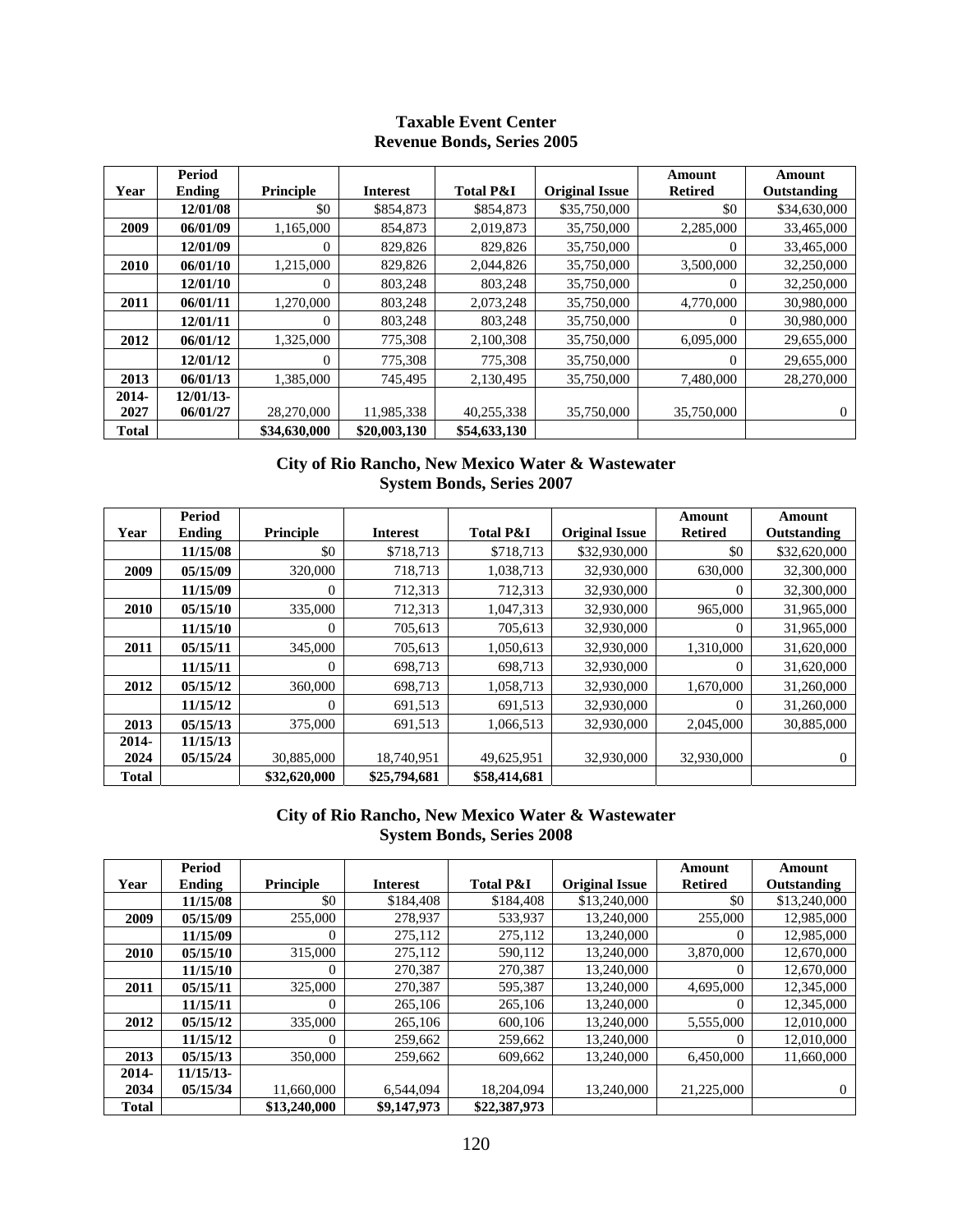## Taxable Event Center
## Revenue Bonds, Series 2005

| Year | Period Ending | Principle | Interest | Total P&I | Original Issue | Amount Retired | Amount Outstanding |
|---|---|---|---|---|---|---|---|
| | 12/01/08 | $0 | $854,873 | $854,873 | $35,750,000 | $0 | $34,630,000 |
| 2009 | 06/01/09 | 1,165,000 | 854,873 | 2,019,873 | 35,750,000 | 2,285,000 | 33,465,000 |
| | 12/01/09 | 0 | 829,826 | 829,826 | 35,750,000 | 0 | 33,465,000 |
| 2010 | 06/01/10 | 1,215,000 | 829,826 | 2,044,826 | 35,750,000 | 3,500,000 | 32,250,000 |
| | 12/01/10 | 0 | 803,248 | 803,248 | 35,750,000 | 0 | 32,250,000 |
| 2011 | 06/01/11 | 1,270,000 | 803,248 | 2,073,248 | 35,750,000 | 4,770,000 | 30,980,000 |
| | 12/01/11 | 0 | 803,248 | 803,248 | 35,750,000 | 0 | 30,980,000 |
| 2012 | 06/01/12 | 1,325,000 | 775,308 | 2,100,308 | 35,750,000 | 6,095,000 | 29,655,000 |
| | 12/01/12 | 0 | 775,308 | 775,308 | 35,750,000 | 0 | 29,655,000 |
| 2013 | 06/01/13 | 1,385,000 | 745,495 | 2,130,495 | 35,750,000 | 7,480,000 | 28,270,000 |
| 2014-2027 | 12/01/13-06/01/27 | 28,270,000 | 11,985,338 | 40,255,338 | 35,750,000 | 35,750,000 | 0 |
| Total | | $34,630,000 | $20,003,130 | $54,633,130 | | | |

## City of Rio Rancho, New Mexico Water & Wastewater System Bonds, Series 2007

| Year | Period Ending | Principle | Interest | Total P&I | Original Issue | Amount Retired | Amount Outstanding |
|---|---|---|---|---|---|---|---|
| | 11/15/08 | $0 | $718,713 | $718,713 | $32,930,000 | $0 | $32,620,000 |
| 2009 | 05/15/09 | 320,000 | 718,713 | 1,038,713 | 32,930,000 | 630,000 | 32,300,000 |
| | 11/15/09 | 0 | 712,313 | 712,313 | 32,930,000 | 0 | 32,300,000 |
| 2010 | 05/15/10 | 335,000 | 712,313 | 1,047,313 | 32,930,000 | 965,000 | 31,965,000 |
| | 11/15/10 | 0 | 705,613 | 705,613 | 32,930,000 | 0 | 31,965,000 |
| 2011 | 05/15/11 | 345,000 | 705,613 | 1,050,613 | 32,930,000 | 1,310,000 | 31,620,000 |
| | 11/15/11 | 0 | 698,713 | 698,713 | 32,930,000 | 0 | 31,620,000 |
| 2012 | 05/15/12 | 360,000 | 698,713 | 1,058,713 | 32,930,000 | 1,670,000 | 31,260,000 |
| | 11/15/12 | 0 | 691,513 | 691,513 | 32,930,000 | 0 | 31,260,000 |
| 2013 | 05/15/13 | 375,000 | 691,513 | 1,066,513 | 32,930,000 | 2,045,000 | 30,885,000 |
| 2014-2024 | 11/15/13 05/15/24 | 30,885,000 | 18,740,951 | 49,625,951 | 32,930,000 | 32,930,000 | 0 |
| Total | | $32,620,000 | $25,794,681 | $58,414,681 | | | |

## City of Rio Rancho, New Mexico Water & Wastewater System Bonds, Series 2008

| Year | Period Ending | Principle | Interest | Total P&I | Original Issue | Amount Retired | Amount Outstanding |
|---|---|---|---|---|---|---|---|
| | 11/15/08 | $0 | $184,408 | $184,408 | $13,240,000 | $0 | $13,240,000 |
| 2009 | 05/15/09 | 255,000 | 278,937 | 533,937 | 13,240,000 | 255,000 | 12,985,000 |
| | 11/15/09 | 0 | 275,112 | 275,112 | 13,240,000 | 0 | 12,985,000 |
| 2010 | 05/15/10 | 315,000 | 275,112 | 590,112 | 13,240,000 | 3,870,000 | 12,670,000 |
| | 11/15/10 | 0 | 270,387 | 270,387 | 13,240,000 | 0 | 12,670,000 |
| 2011 | 05/15/11 | 325,000 | 270,387 | 595,387 | 13,240,000 | 4,695,000 | 12,345,000 |
| | 11/15/11 | 0 | 265,106 | 265,106 | 13,240,000 | 0 | 12,345,000 |
| 2012 | 05/15/12 | 335,000 | 265,106 | 600,106 | 13,240,000 | 5,555,000 | 12,010,000 |
| | 11/15/12 | 0 | 259,662 | 259,662 | 13,240,000 | 0 | 12,010,000 |
| 2013 | 05/15/13 | 350,000 | 259,662 | 609,662 | 13,240,000 | 6,450,000 | 11,660,000 |
| 2014-2034 | 11/15/13-05/15/34 | 11,660,000 | 6,544,094 | 18,204,094 | 13,240,000 | 21,225,000 | 0 |
| Total | | $13,240,000 | $9,147,973 | $22,387,973 | | | |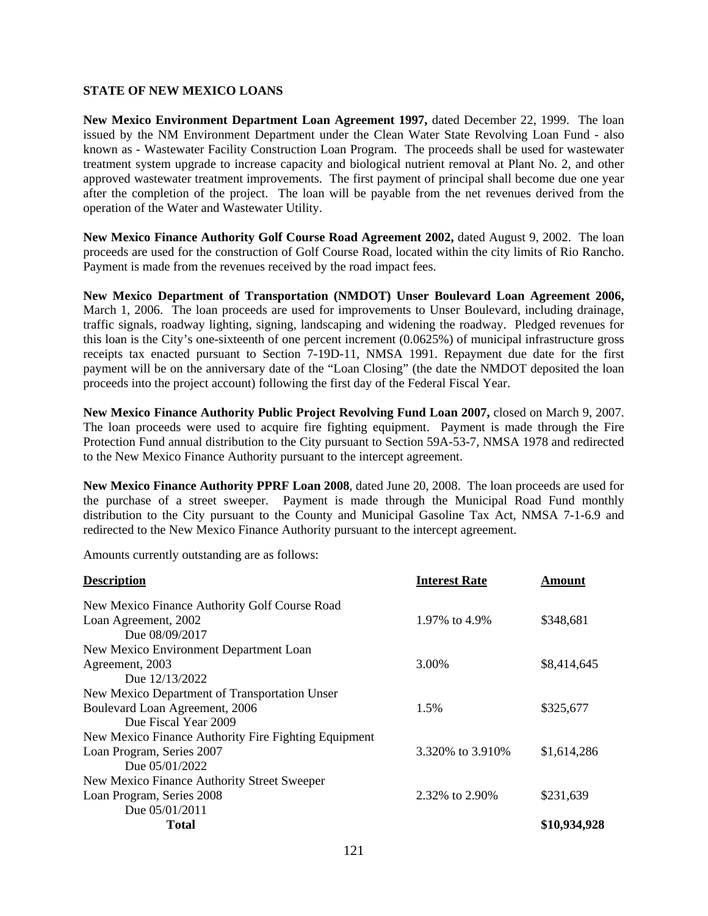### STATE OF NEW MEXICO LOANS

**New Mexico Environment Department Loan Agreement 1997,** dated December 22, 1999. The loan issued by the NM Environment Department under the Clean Water State Revolving Loan Fund - also known as - Wastewater Facility Construction Loan Program. The proceeds shall be used for wastewater treatment system upgrade to increase capacity and biological nutrient removal at Plant No. 2, and other approved wastewater treatment improvements. The first payment of principal shall become due one year after the completion of the project. The loan will be payable from the net revenues derived from the operation of the Water and Wastewater Utility.

**New Mexico Finance Authority Golf Course Road Agreement 2002,** dated August 9, 2002. The loan proceeds are used for the construction of Golf Course Road, located within the city limits of Rio Rancho. Payment is made from the revenues received by the road impact fees.

**New Mexico Department of Transportation (NMDOT) Unser Boulevard Loan Agreement 2006,** March 1, 2006. The loan proceeds are used for improvements to Unser Boulevard, including drainage, traffic signals, roadway lighting, signing, landscaping and widening the roadway. Pledged revenues for this loan is the City's one-sixteenth of one percent increment (0.0625%) of municipal infrastructure gross receipts tax enacted pursuant to Section 7-19D-11, NMSA 1991. Repayment due date for the first payment will be on the anniversary date of the "Loan Closing" (the date the NMDOT deposited the loan proceeds into the project account) following the first day of the Federal Fiscal Year.

**New Mexico Finance Authority Public Project Revolving Fund Loan 2007,** closed on March 9, 2007. The loan proceeds were used to acquire fire fighting equipment. Payment is made through the Fire Protection Fund annual distribution to the City pursuant to Section 59A-53-7, NMSA 1978 and redirected to the New Mexico Finance Authority pursuant to the intercept agreement.

**New Mexico Finance Authority PPRF Loan 2008**, dated June 20, 2008. The loan proceeds are used for the purchase of a street sweeper. Payment is made through the Municipal Road Fund monthly distribution to the City pursuant to the County and Municipal Gasoline Tax Act, NMSA 7-1-6.9 and redirected to the New Mexico Finance Authority pursuant to the intercept agreement.

Amounts currently outstanding are as follows:

| Description | Interest Rate | Amount |
|---|---|---|
| New Mexico Finance Authority Golf Course Road Loan Agreement, 2002<br>Due 08/09/2017 | 1.97% to 4.9% | \$348,681 |
| New Mexico Environment Department Loan Agreement, 2003<br>Due 12/13/2022 | 3.00% | \$8,414,645 |
| New Mexico Department of Transportation Unser Boulevard Loan Agreement, 2006<br>Due Fiscal Year 2009 | 1.5% | \$325,677 |
| New Mexico Finance Authority Fire Fighting Equipment Loan Program, Series 2007<br>Due 05/01/2022 | 3.320% to 3.910% | \$1,614,286 |
| New Mexico Finance Authority Street Sweeper Loan Program, Series 2008<br>Due 05/01/2011 | 2.32% to 2.90% | \$231,639 |
| **Total** | | **\$10,934,928** |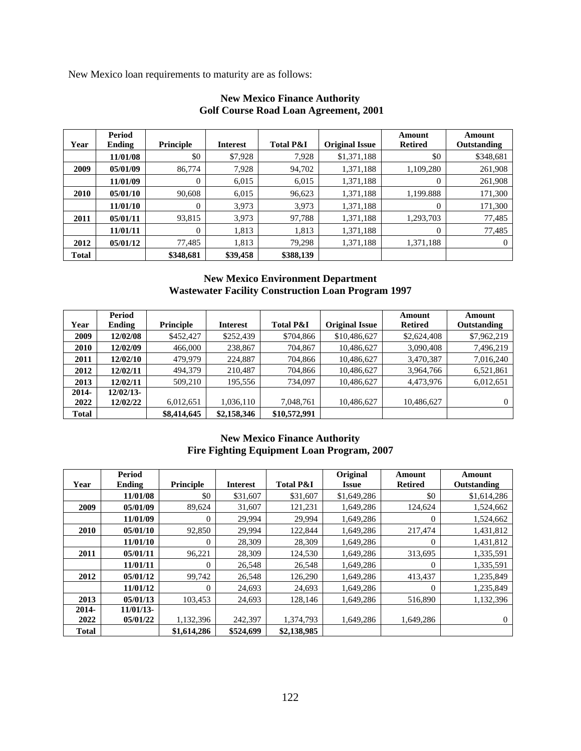New Mexico loan requirements to maturity are as follows:

**New Mexico Finance Authority**
**Golf Course Road Loan Agreement, 2001**

| Year | Period Ending | Principle | Interest | Total P&I | Original Issue | Amount Retired | Amount Outstanding |
|---|---|---|---|---|---|---|---|
| | 11/01/08 | $0 | $7,928 | 7,928 | $1,371,188 | $0 | $348,681 |
| 2009 | 05/01/09 | 86,774 | 7,928 | 94,702 | 1,371,188 | 1,109,280 | 261,908 |
| | 11/01/09 | 0 | 6,015 | 6,015 | 1,371,188 | 0 | 261,908 |
| 2010 | 05/01/10 | 90,608 | 6,015 | 96,623 | 1,371,188 | 1,199.888 | 171,300 |
| | 11/01/10 | 0 | 3,973 | 3,973 | 1,371,188 | 0 | 171,300 |
| 2011 | 05/01/11 | 93,815 | 3,973 | 97,788 | 1,371,188 | 1,293,703 | 77,485 |
| | 11/01/11 | 0 | 1,813 | 1,813 | 1,371,188 | 0 | 77,485 |
| 2012 | 05/01/12 | 77,485 | 1,813 | 79,298 | 1,371,188 | 1,371,188 | 0 |
| Total | | $348,681 | $39,458 | $388,139 | | | |

**New Mexico Environment Department**
**Wastewater Facility Construction Loan Program 1997**

| Year | Period Ending | Principle | Interest | Total P&I | Original Issue | Amount Retired | Amount Outstanding |
|---|---|---|---|---|---|---|---|
| 2009 | 12/02/08 | $452,427 | $252,439 | $704,866 | $10,486,627 | $2,624,408 | $7,962,219 |
| 2010 | 12/02/09 | 466,000 | 238,867 | 704,867 | 10,486,627 | 3,090,408 | 7,496,219 |
| 2011 | 12/02/10 | 479,979 | 224,887 | 704,866 | 10,486,627 | 3,470,387 | 7,016,240 |
| 2012 | 12/02/11 | 494,379 | 210,487 | 704,866 | 10,486,627 | 3,964,766 | 6,521,861 |
| 2013 | 12/02/11 | 509,210 | 195,556 | 734,097 | 10,486,627 | 4,473,976 | 6,012,651 |
| 2014-2022 | 12/02/13-12/02/22 | 6,012,651 | 1,036,110 | 7,048,761 | 10,486,627 | 10,486,627 | 0 |
| Total | | $8,414,645 | $2,158,346 | $10,572,991 | | | |

**New Mexico Finance Authority**
**Fire Fighting Equipment Loan Program, 2007**

| Year | Period Ending | Principle | Interest | Total P&I | Original Issue | Amount Retired | Amount Outstanding |
|---|---|---|---|---|---|---|---|
| | 11/01/08 | $0 | $31,607 | $31,607 | $1,649,286 | $0 | $1,614,286 |
| 2009 | 05/01/09 | 89,624 | 31,607 | 121,231 | 1,649,286 | 124,624 | 1,524,662 |
| | 11/01/09 | 0 | 29,994 | 29,994 | 1,649,286 | 0 | 1,524,662 |
| 2010 | 05/01/10 | 92,850 | 29,994 | 122,844 | 1,649,286 | 217,474 | 1,431,812 |
| | 11/01/10 | 0 | 28,309 | 28,309 | 1,649,286 | 0 | 1,431,812 |
| 2011 | 05/01/11 | 96,221 | 28,309 | 124,530 | 1,649,286 | 313,695 | 1,335,591 |
| | 11/01/11 | 0 | 26,548 | 26,548 | 1,649,286 | 0 | 1,335,591 |
| 2012 | 05/01/12 | 99,742 | 26,548 | 126,290 | 1,649,286 | 413,437 | 1,235,849 |
| | 11/01/12 | 0 | 24,693 | 24,693 | 1,649,286 | 0 | 1,235,849 |
| 2013 | 05/01/13 | 103,453 | 24,693 | 128,146 | 1,649,286 | 516,890 | 1,132,396 |
| 2014-2022 | 11/01/13-05/01/22 | 1,132,396 | 242,397 | 1,374,793 | 1,649,286 | 1,649,286 | 0 |
| Total | | $1,614,286 | $524,699 | $2,138,985 | | | |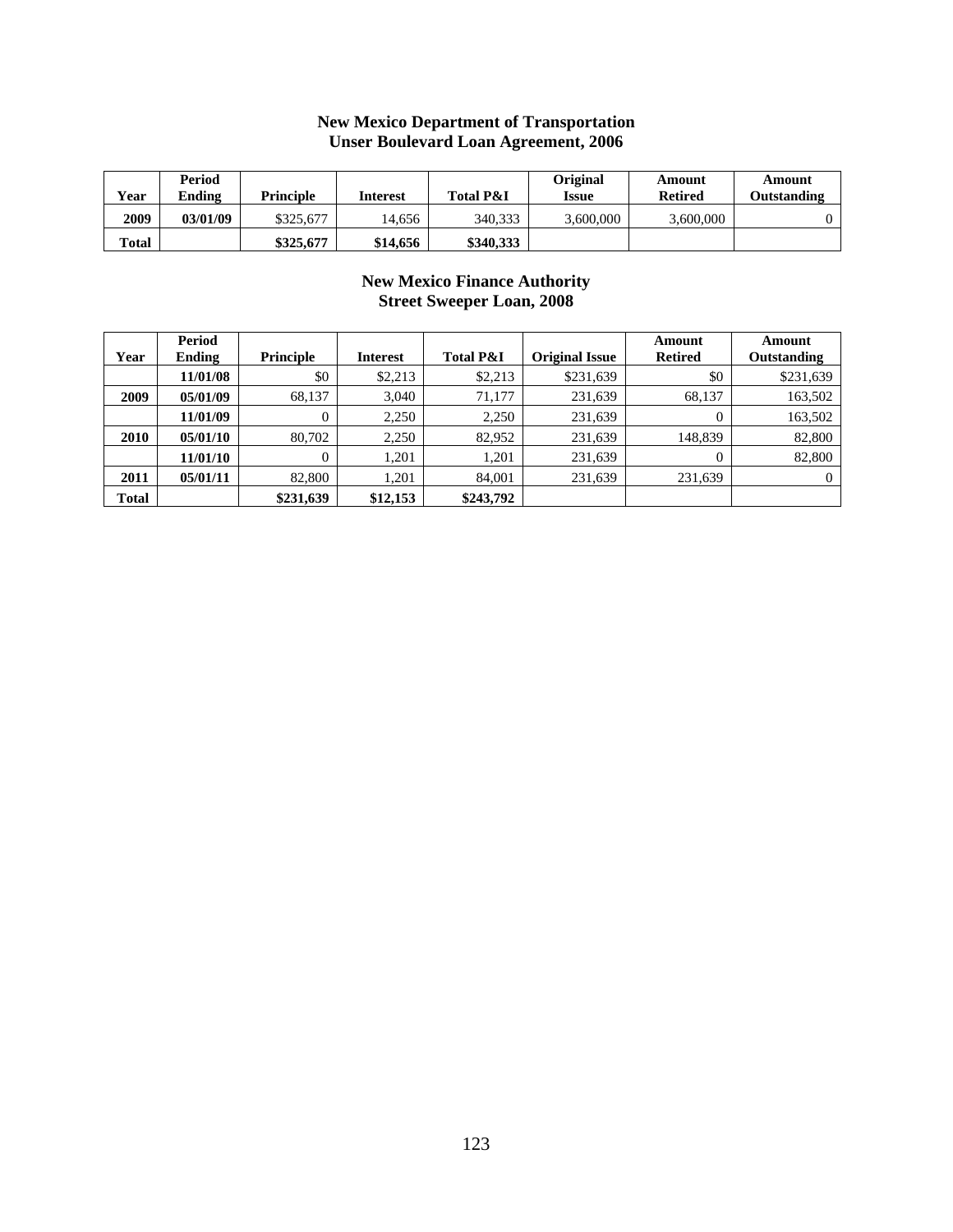## New Mexico Department of Transportation
## Unser Boulevard Loan Agreement, 2006

| Year | Period Ending | Principle | Interest | Total P&I | Original Issue | Amount Retired | Amount Outstanding |
|---|---|---|---|---|---|---|---|
| 2009 | 03/01/09 | $325,677 | 14,656 | 340,333 | 3,600,000 | 3,600,000 | 0 |
| Total | | $325,677 | $14,656 | $340,333 | | | |

## New Mexico Finance Authority
## Street Sweeper Loan, 2008

| Year | Period Ending | Principle | Interest | Total P&I | Original Issue | Amount Retired | Amount Outstanding |
|---|---|---|---|---|---|---|---|
| | 11/01/08 | $0 | $2,213 | $2,213 | $231,639 | $0 | $231,639 |
| 2009 | 05/01/09 | 68,137 | 3,040 | 71,177 | 231,639 | 68,137 | 163,502 |
| | 11/01/09 | 0 | 2,250 | 2,250 | 231,639 | 0 | 163,502 |
| 2010 | 05/01/10 | 80,702 | 2,250 | 82,952 | 231,639 | 148,839 | 82,800 |
| | 11/01/10 | 0 | 1,201 | 1,201 | 231,639 | 0 | 82,800 |
| 2011 | 05/01/11 | 82,800 | 1,201 | 84,001 | 231,639 | 231,639 | 0 |
| Total | | $231,639 | $12,153 | $243,792 | | | |